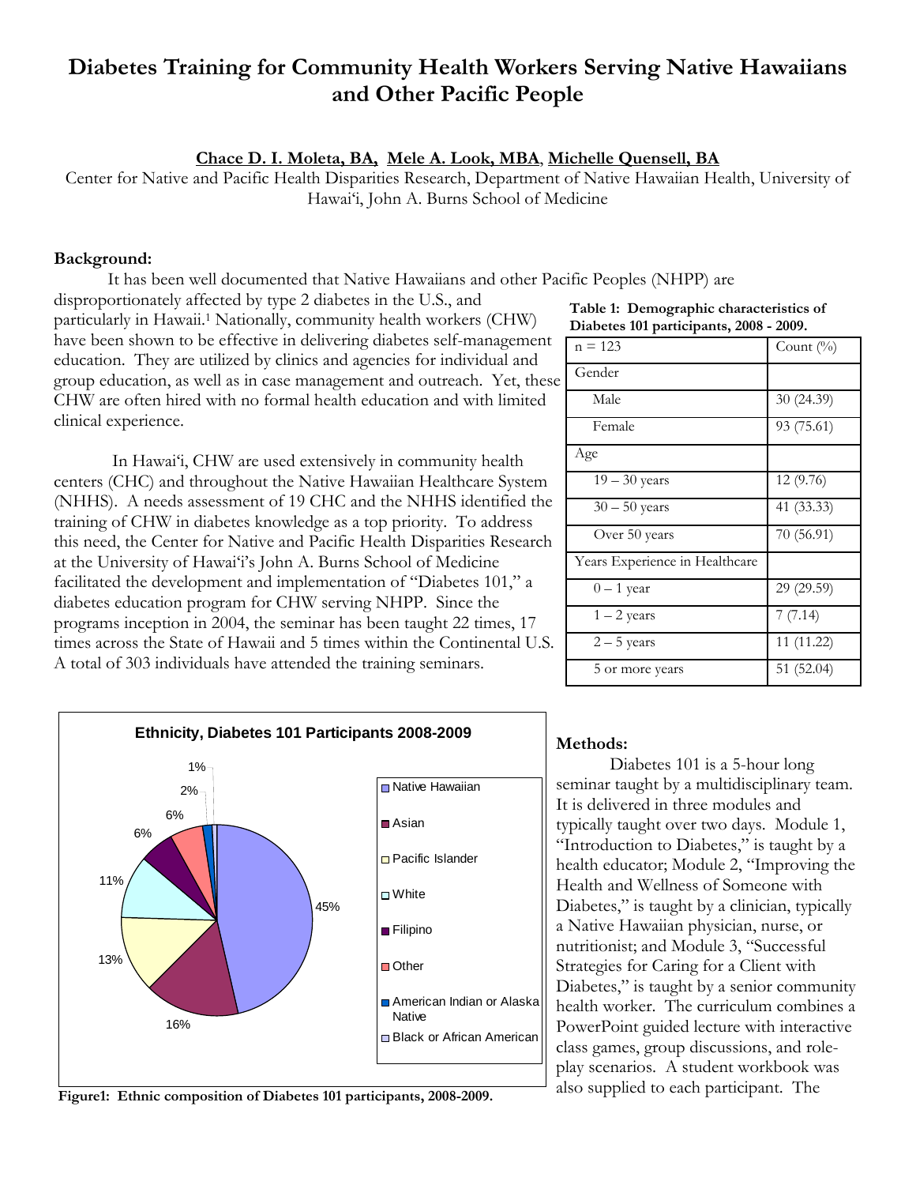# Diabetes Training for Community Health Workers Serving Native Hawaiians and Other Pacific People

**Chace D. I. Moleta, BA, Mele A. Look, MBA, Michelle Quensell, BA**

Center for Native and Pacific Health Disparities Research, Department of Native Hawaiian Health, University of Hawai'i, John A. Burns School of Medicine

## Background:

It has been well documented that Native Hawaiians and other Pacific Peoples (NHPP) are disproportionately affected by type 2 diabetes in the U.S., and particularly in Hawaii.[1] Nationally, community health workers (CHW) have been shown to be effective in delivering diabetes self-management education. They are utilized by clinics and agencies for individual and group education, as well as in case management and outreach. Yet, these CHW are often hired with no formal health education and with limited clinical experience.

In Hawai'i, CHW are used extensively in community health centers (CHC) and throughout the Native Hawaiian Healthcare System (NHHS). A needs assessment of 19 CHC and the NHHS identified the training of CHW in diabetes knowledge as a top priority. To address this need, the Center for Native and Pacific Health Disparities Research at the University of Hawai'i's John A. Burns School of Medicine facilitated the development and implementation of "Diabetes 101," a diabetes education program for CHW serving NHPP. Since the programs inception in 2004, the seminar has been taught 22 times, 17 times across the State of Hawaii and 5 times within the Continental U.S. A total of 303 individuals have attended the training seminars.

**Table 1: Demographic characteristics of Diabetes 101 participants, 2008 - 2009.**

| n = 123 | Count (%) |
|---|---|
| Gender | |
| Male | 30 (24.39) |
| Female | 93 (75.61) |
| Age | |
| 19 – 30 years | 12 (9.76) |
| 30 – 50 years | 41 (33.33) |
| Over 50 years | 70 (56.91) |
| Years Experience in Healthcare | |
| 0 – 1 year | 29 (29.59) |
| 1 – 2 years | 7 (7.14) |
| 2 – 5 years | 11 (11.22) |
| 5 or more years | 51 (52.04) |

**Ethnicity, Diabetes 101 Participants 2008-2009**

| Ethnicity | % |
|---|---|
| Native Hawaiian | 45% |
| Asian | 16% |
| Pacific Islander | 13% |
| White | 11% |
| Filipino | 6% |
| Other | 6% |
| American Indian or Alaska Native | 2% |
| Black or African American | 1% |

**Figure1: Ethnic composition of Diabetes 101 participants, 2008-2009.**

## Methods:

Diabetes 101 is a 5-hour long seminar taught by a multidisciplinary team. It is delivered in three modules and typically taught over two days. Module 1, "Introduction to Diabetes," is taught by a health educator; Module 2, "Improving the Health and Wellness of Someone with Diabetes," is taught by a clinician, typically a Native Hawaiian physician, nurse, or nutritionist; and Module 3, "Successful Strategies for Caring for a Client with Diabetes," is taught by a senior community health worker. The curriculum combines a PowerPoint guided lecture with interactive class games, group discussions, and role-play scenarios. A student workbook was also supplied to each participant. The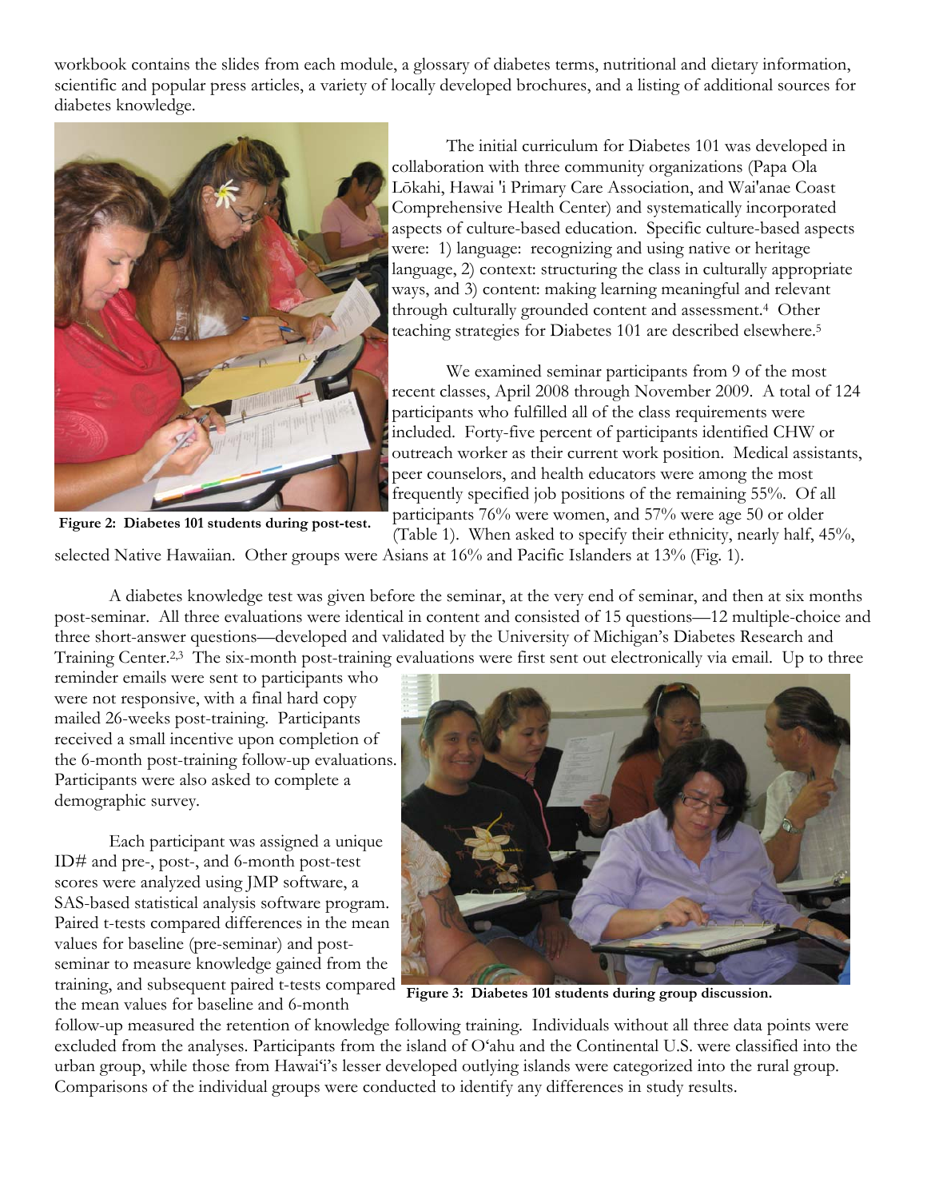workbook contains the slides from each module, a glossary of diabetes terms, nutritional and dietary information, scientific and popular press articles, a variety of locally developed brochures, and a listing of additional sources for diabetes knowledge.

Figure 2: Diabetes 101 students during post-test.

The initial curriculum for Diabetes 101 was developed in collaboration with three community organizations (Papa Ola Lōkahi, Hawai 'i Primary Care Association, and Wai'anae Coast Comprehensive Health Center) and systematically incorporated aspects of culture-based education. Specific culture-based aspects were: 1) language: recognizing and using native or heritage language, 2) context: structuring the class in culturally appropriate ways, and 3) content: making learning meaningful and relevant through culturally grounded content and assessment.[4] Other teaching strategies for Diabetes 101 are described elsewhere.[5]

We examined seminar participants from 9 of the most recent classes, April 2008 through November 2009. A total of 124 participants who fulfilled all of the class requirements were included. Forty-five percent of participants identified CHW or outreach worker as their current work position. Medical assistants, peer counselors, and health educators were among the most frequently specified job positions of the remaining 55%. Of all participants 76% were women, and 57% were age 50 or older (Table 1). When asked to specify their ethnicity, nearly half, 45%, selected Native Hawaiian. Other groups were Asians at 16% and Pacific Islanders at 13% (Fig. 1).

A diabetes knowledge test was given before the seminar, at the very end of seminar, and then at six months post-seminar. All three evaluations were identical in content and consisted of 15 questions—12 multiple-choice and three short-answer questions—developed and validated by the University of Michigan's Diabetes Research and Training Center.[2,3] The six-month post-training evaluations were first sent out electronically via email. Up to three reminder emails were sent to participants who were not responsive, with a final hard copy mailed 26-weeks post-training. Participants received a small incentive upon completion of the 6-month post-training follow-up evaluations. Participants were also asked to complete a demographic survey.

Each participant was assigned a unique ID# and pre-, post-, and 6-month post-test scores were analyzed using JMP software, a SAS-based statistical analysis software program. Paired t-tests compared differences in the mean values for baseline (pre-seminar) and post-seminar to measure knowledge gained from the training, and subsequent paired t-tests compared the mean values for baseline and 6-month follow-up measured the retention of knowledge following training. Individuals without all three data points were excluded from the analyses. Participants from the island of O'ahu and the Continental U.S. were classified into the urban group, while those from Hawai'i's lesser developed outlying islands were categorized into the rural group. Comparisons of the individual groups were conducted to identify any differences in study results.

Figure 3: Diabetes 101 students during group discussion.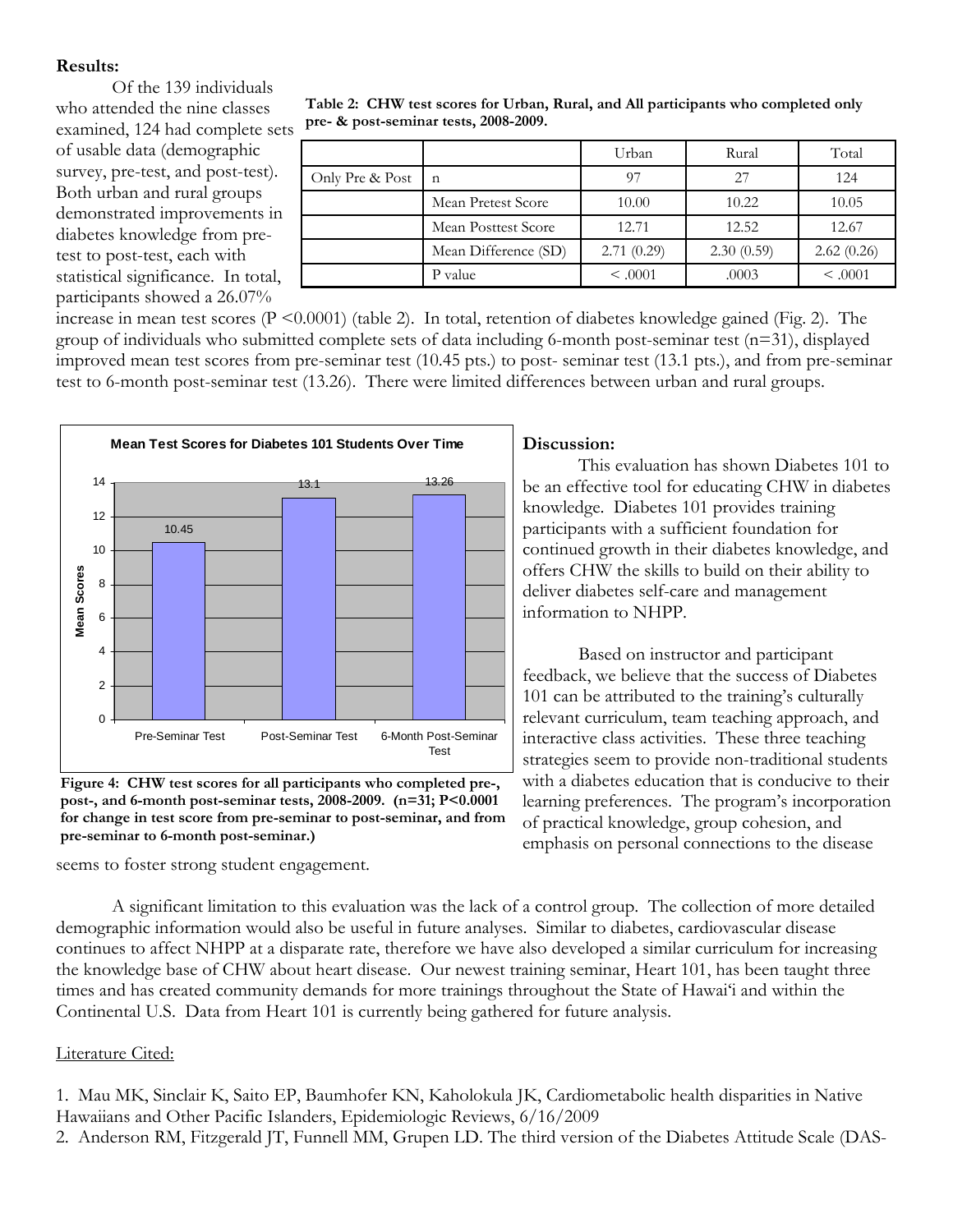**Results:**

Of the 139 individuals who attended the nine classes examined, 124 had complete sets of usable data (demographic survey, pre-test, and post-test). Both urban and rural groups demonstrated improvements in diabetes knowledge from pre-test to post-test, each with statistical significance. In total, participants showed a 26.07% increase in mean test scores (P <0.0001) (table 2). In total, retention of diabetes knowledge gained (Fig. 2). The group of individuals who submitted complete sets of data including 6-month post-seminar test (n=31), displayed improved mean test scores from pre-seminar test (10.45 pts.) to post- seminar test (13.1 pts.), and from pre-seminar test to 6-month post-seminar test (13.26). There were limited differences between urban and rural groups.

**Table 2: CHW test scores for Urban, Rural, and All participants who completed only pre- & post-seminar tests, 2008-2009.**

| | | Urban | Rural | Total |
|---|---|---|---|---|
| Only Pre & Post | n | 97 | 27 | 124 |
| | Mean Pretest Score | 10.00 | 10.22 | 10.05 |
| | Mean Posttest Score | 12.71 | 12.52 | 12.67 |
| | Mean Difference (SD) | 2.71 (0.29) | 2.30 (0.59) | 2.62 (0.26) |
| | P value | < .0001 | .0003 | < .0001 |

**Mean Test Scores for Diabetes 101 Students Over Time**

| | Pre-Seminar Test | Post-Seminar Test | 6-Month Post-Seminar Test |
|---|---|---|---|
| Mean Scores | 10.45 | 13.1 | 13.26 |

**Figure 4: CHW test scores for all participants who completed pre-, post-, and 6-month post-seminar tests, 2008-2009. (n=31; P<0.0001 for change in test score from pre-seminar to post-seminar, and from pre-seminar to 6-month post-seminar.)**

**Discussion:**

This evaluation has shown Diabetes 101 to be an effective tool for educating CHW in diabetes knowledge. Diabetes 101 provides training participants with a sufficient foundation for continued growth in their diabetes knowledge, and offers CHW the skills to build on their ability to deliver diabetes self-care and management information to NHPP.

Based on instructor and participant feedback, we believe that the success of Diabetes 101 can be attributed to the training's culturally relevant curriculum, team teaching approach, and interactive class activities. These three teaching strategies seem to provide non-traditional students with a diabetes education that is conducive to their learning preferences. The program's incorporation of practical knowledge, group cohesion, and emphasis on personal connections to the disease seems to foster strong student engagement.

A significant limitation to this evaluation was the lack of a control group. The collection of more detailed demographic information would also be useful in future analyses. Similar to diabetes, cardiovascular disease continues to affect NHPP at a disparate rate, therefore we have also developed a similar curriculum for increasing the knowledge base of CHW about heart disease. Our newest training seminar, Heart 101, has been taught three times and has created community demands for more trainings throughout the State of Hawai'i and within the Continental U.S. Data from Heart 101 is currently being gathered for future analysis.

Literature Cited:

1. Mau MK, Sinclair K, Saito EP, Baumhofer KN, Kaholokula JK, Cardiometabolic health disparities in Native Hawaiians and Other Pacific Islanders, Epidemiologic Reviews, 6/16/2009
2. Anderson RM, Fitzgerald JT, Funnell MM, Grupen LD. The third version of the Diabetes Attitude Scale (DAS-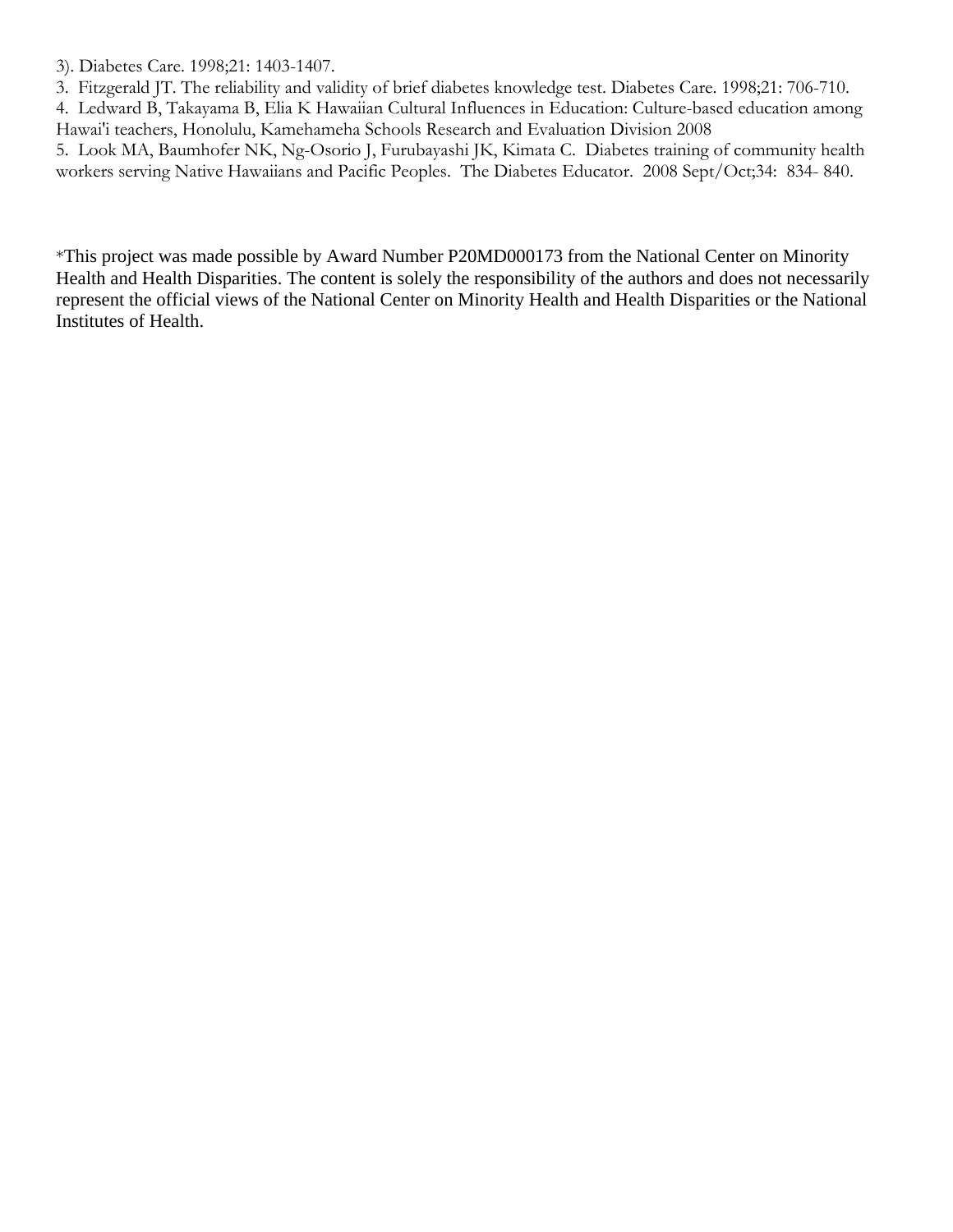3). Diabetes Care. 1998;21: 1403-1407.

3. Fitzgerald JT. The reliability and validity of brief diabetes knowledge test. Diabetes Care. 1998;21: 706-710.

4. Ledward B, Takayama B, Elia K Hawaiian Cultural Influences in Education: Culture-based education among Hawai'i teachers, Honolulu, Kamehameha Schools Research and Evaluation Division 2008

5. Look MA, Baumhofer NK, Ng-Osorio J, Furubayashi JK, Kimata C. Diabetes training of community health workers serving Native Hawaiians and Pacific Peoples. The Diabetes Educator. 2008 Sept/Oct;34: 834- 840.

*This project was made possible by Award Number P20MD000173 from the National Center on Minority Health and Health Disparities. The content is solely the responsibility of the authors and does not necessarily represent the official views of the National Center on Minority Health and Health Disparities or the National Institutes of Health.